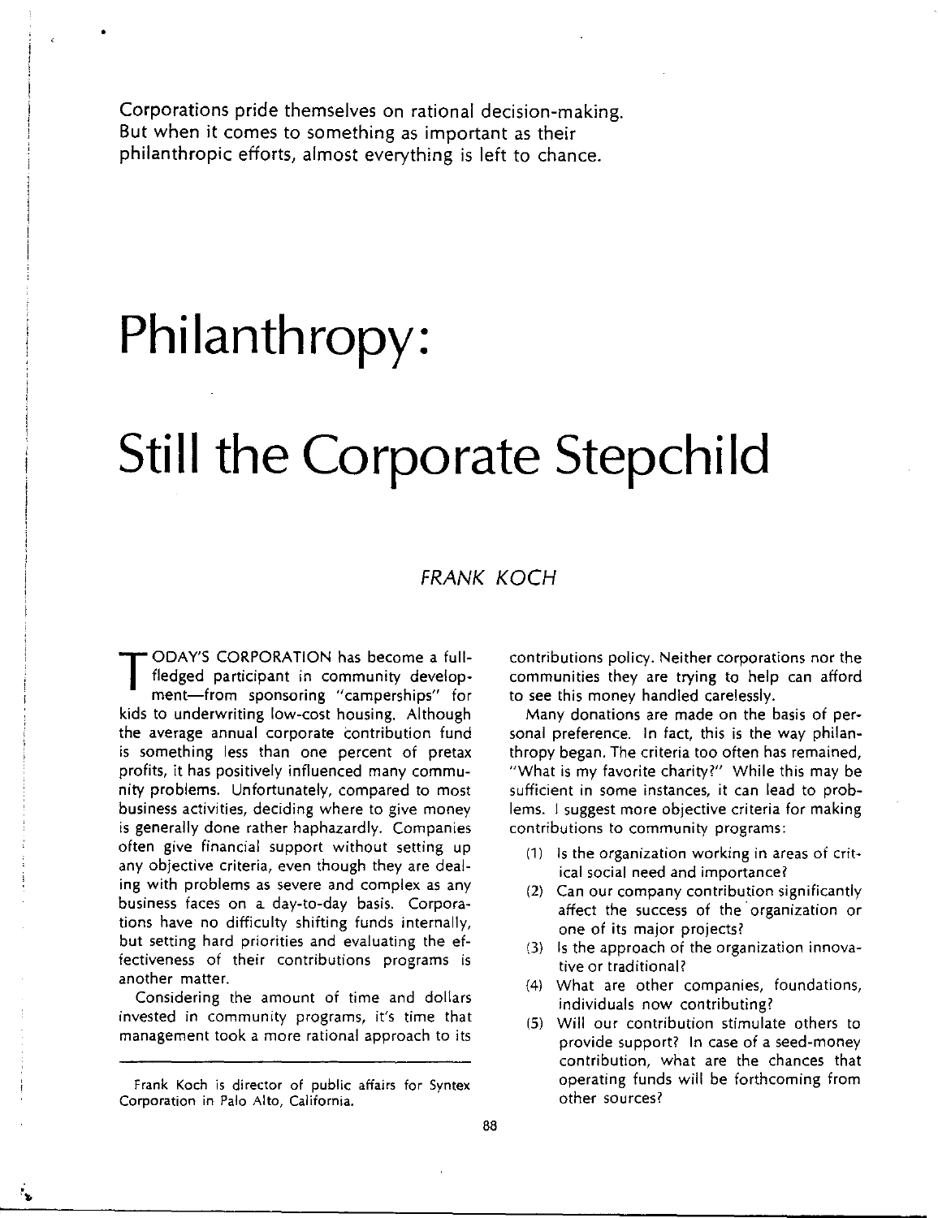Corporations pride themselves on rational decision-making. But when it comes to something as important as their philanthropic efforts, almost everything is left to chance.

# Philanthropy: Still the Corporate Stepchild

*FRANK KOCH*

TODAY'S CORPORATION has become a full-fledged participant in community development—from sponsoring "camperships" for kids to underwriting low-cost housing. Although the average annual corporate contribution fund is something less than one percent of pretax profits, it has positively influenced many community problems. Unfortunately, compared to most business activities, deciding where to give money is generally done rather haphazardly. Companies often give financial support without setting up any objective criteria, even though they are dealing with problems as severe and complex as any business faces on a day-to-day basis. Corporations have no difficulty shifting funds internally, but setting hard priorities and evaluating the effectiveness of their contributions programs is another matter.

Considering the amount of time and dollars invested in community programs, it's time that management took a more rational approach to its contributions policy. Neither corporations nor the communities they are trying to help can afford to see this money handled carelessly.

Many donations are made on the basis of personal preference. In fact, this is the way philanthropy began. The criteria too often has remained, "What is my favorite charity?" While this may be sufficient in some instances, it can lead to problems. I suggest more objective criteria for making contributions to community programs:

(1) Is the organization working in areas of critical social need and importance?

(2) Can our company contribution significantly affect the success of the organization or one of its major projects?

(3) Is the approach of the organization innovative or traditional?

(4) What are other companies, foundations, individuals now contributing?

(5) Will our contribution stimulate others to provide support? In case of a seed-money contribution, what are the chances that operating funds will be forthcoming from other sources?

---

Frank Koch is director of public affairs for Syntex Corporation in Palo Alto, California.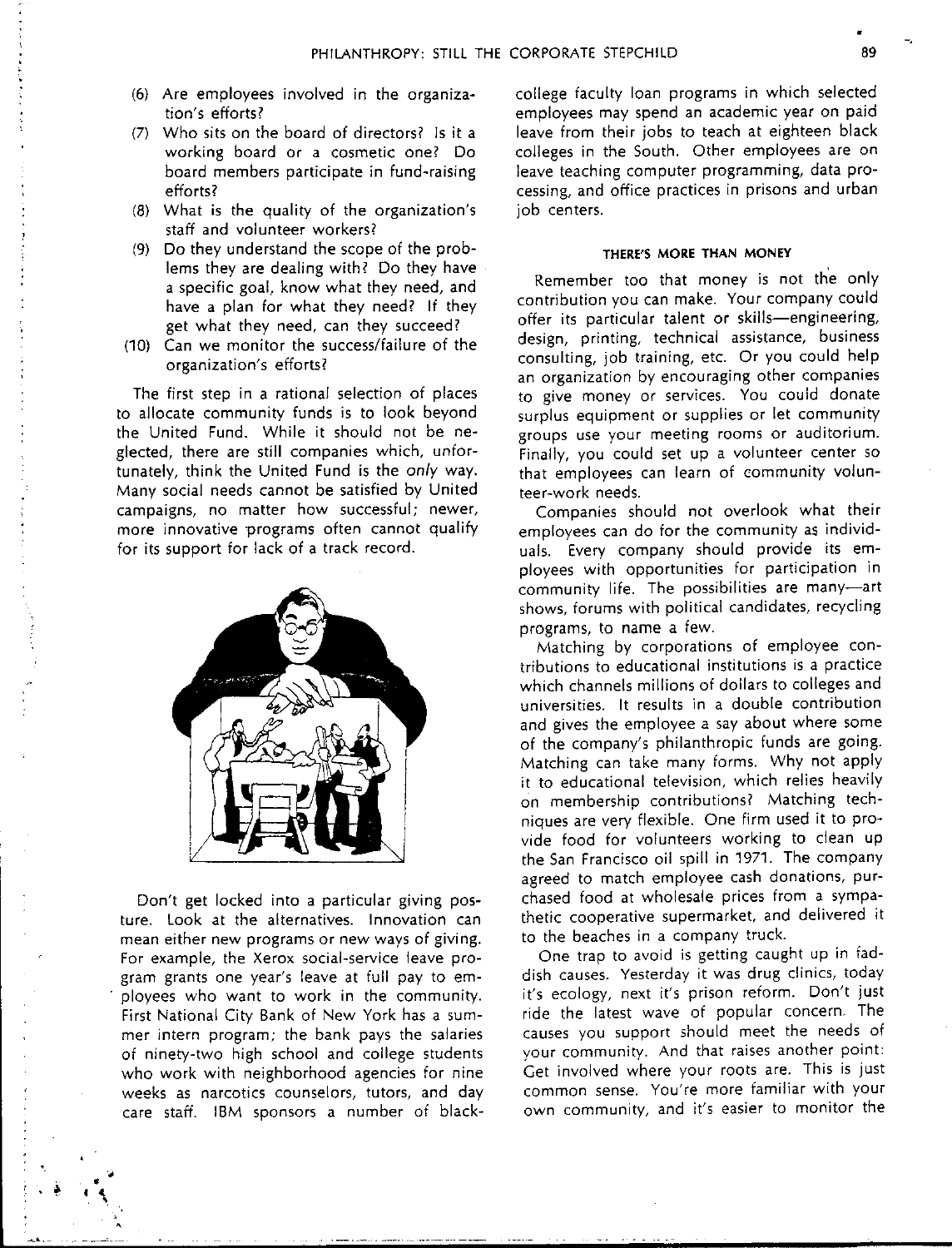(6) Are employees involved in the organization's efforts?

(7) Who sits on the board of directors? Is it a working board or a cosmetic one? Do board members participate in fund-raising efforts?

(8) What is the quality of the organization's staff and volunteer workers?

(9) Do they understand the scope of the problems they are dealing with? Do they have a specific goal, know what they need, and have a plan for what they need? If they get what they need, can they succeed?

(10) Can we monitor the success/failure of the organization's efforts?

The first step in a rational selection of places to allocate community funds is to look beyond the United Fund. While it should not be neglected, there are still companies which, unfortunately, think the United Fund is the *only* way. Many social needs cannot be satisfied by United campaigns, no matter how successful; newer, more innovative programs often cannot qualify for its support for lack of a track record.

Don't get locked into a particular giving posture. Look at the alternatives. Innovation can mean either new programs or new ways of giving. For example, the Xerox social-service leave program grants one year's leave at full pay to employees who want to work in the community. First National City Bank of New York has a summer intern program; the bank pays the salaries of ninety-two high school and college students who work with neighborhood agencies for nine weeks as narcotics counselors, tutors, and day care staff. IBM sponsors a number of black-college faculty loan programs in which selected employees may spend an academic year on paid leave from their jobs to teach at eighteen black colleges in the South. Other employees are on leave teaching computer programming, data processing, and office practices in prisons and urban job centers.

### THERE'S MORE THAN MONEY

Remember too that money is not the only contribution you can make. Your company could offer its particular talent or skills—engineering, design, printing, technical assistance, business consulting, job training, etc. Or you could help an organization by encouraging other companies to give money or services. You could donate surplus equipment or supplies or let community groups use your meeting rooms or auditorium. Finally, you could set up a volunteer center so that employees can learn of community volunteer-work needs.

Companies should not overlook what their employees can do for the community as individuals. Every company should provide its employees with opportunities for participation in community life. The possibilities are many—art shows, forums with political candidates, recycling programs, to name a few.

Matching by corporations of employee contributions to educational institutions is a practice which channels millions of dollars to colleges and universities. It results in a double contribution and gives the employee a say about where some of the company's philanthropic funds are going. Matching can take many forms. Why not apply it to educational television, which relies heavily on membership contributions? Matching techniques are very flexible. One firm used it to provide food for volunteers working to clean up the San Francisco oil spill in 1971. The company agreed to match employee cash donations, purchased food at wholesale prices from a sympathetic cooperative supermarket, and delivered it to the beaches in a company truck.

One trap to avoid is getting caught up in faddish causes. Yesterday it was drug clinics, today it's ecology, next it's prison reform. Don't just ride the latest wave of popular concern. The causes you support should meet the needs of your community. And that raises another point: Get involved where your roots are. This is just common sense. You're more familiar with your own community, and it's easier to monitor the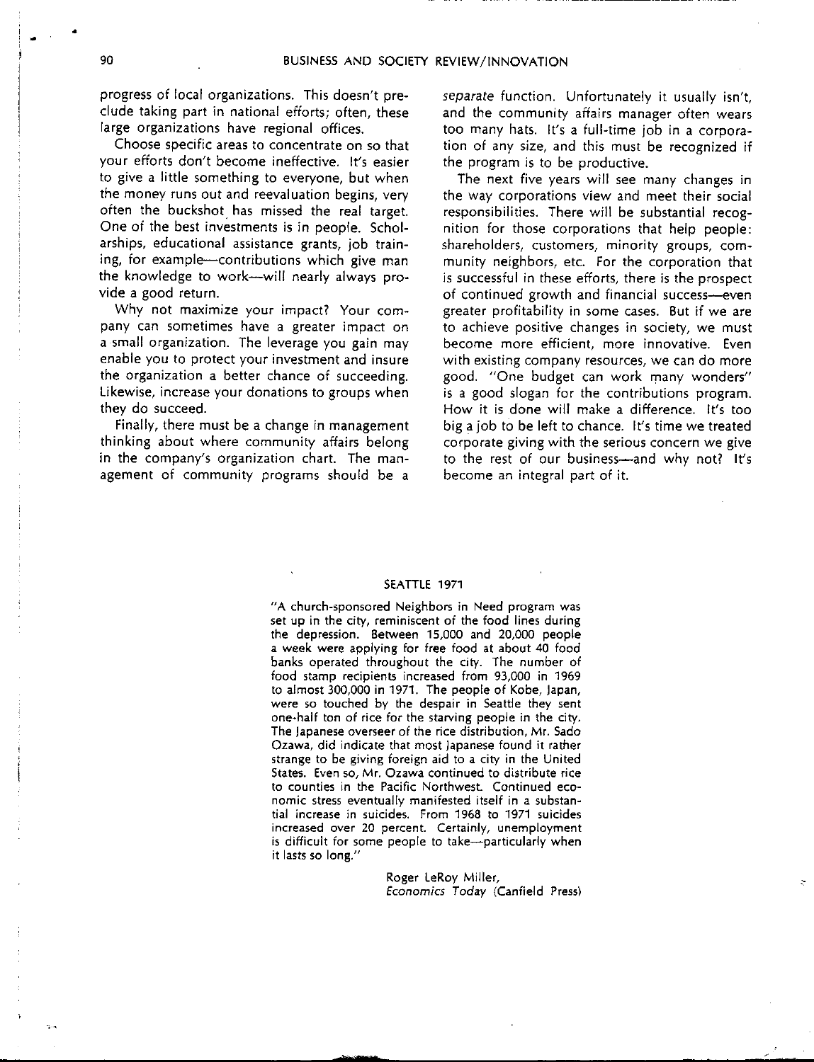progress of local organizations. This doesn't preclude taking part in national efforts; often, these large organizations have regional offices.

Choose specific areas to concentrate on so that your efforts don't become ineffective. It's easier to give a little something to everyone, but when the money runs out and reevaluation begins, very often the buckshot has missed the real target. One of the best investments is in people. Scholarships, educational assistance grants, job training, for example—contributions which give man the knowledge to work—will nearly always provide a good return.

Why not maximize your impact? Your company can sometimes have a greater impact on a small organization. The leverage you gain may enable you to protect your investment and insure the organization a better chance of succeeding. Likewise, increase your donations to groups when they do succeed.

Finally, there must be a change in management thinking about where community affairs belong in the company's organization chart. The management of community programs should be a *separate* function. Unfortunately it usually isn't, and the community affairs manager often wears too many hats. It's a full-time job in a corporation of any size, and this must be recognized if the program is to be productive.

The next five years will see many changes in the way corporations view and meet their social responsibilities. There will be substantial recognition for those corporations that help people: shareholders, customers, minority groups, community neighbors, etc. For the corporation that is successful in these efforts, there is the prospect of continued growth and financial success—even greater profitability in some cases. But if we are to achieve positive changes in society, we must become more efficient, more innovative. Even with existing company resources, we can do more good. "One budget can work many wonders" is a good slogan for the contributions program. How it is done will make a difference. It's too big a job to be left to chance. It's time we treated corporate giving with the serious concern we give to the rest of our business—and why not? It's become an integral part of it.

SEATTLE 1971

"A church-sponsored Neighbors in Need program was set up in the city, reminiscent of the food lines during the depression. Between 15,000 and 20,000 people a week were applying for free food at about 40 food banks operated throughout the city. The number of food stamp recipients increased from 93,000 in 1969 to almost 300,000 in 1971. The people of Kobe, Japan, were so touched by the despair in Seattle they sent one-half ton of rice for the starving people in the city. The Japanese overseer of the rice distribution, Mr. Sado Ozawa, did indicate that most Japanese found it rather strange to be giving foreign aid to a city in the United States. Even so, Mr. Ozawa continued to distribute rice to counties in the Pacific Northwest. Continued economic stress eventually manifested itself in a substantial increase in suicides. From 1968 to 1971 suicides increased over 20 percent. Certainly, unemployment is difficult for some people to take—particularly when it lasts so long."

Roger LeRoy Miller,
*Economics Today* (Canfield Press)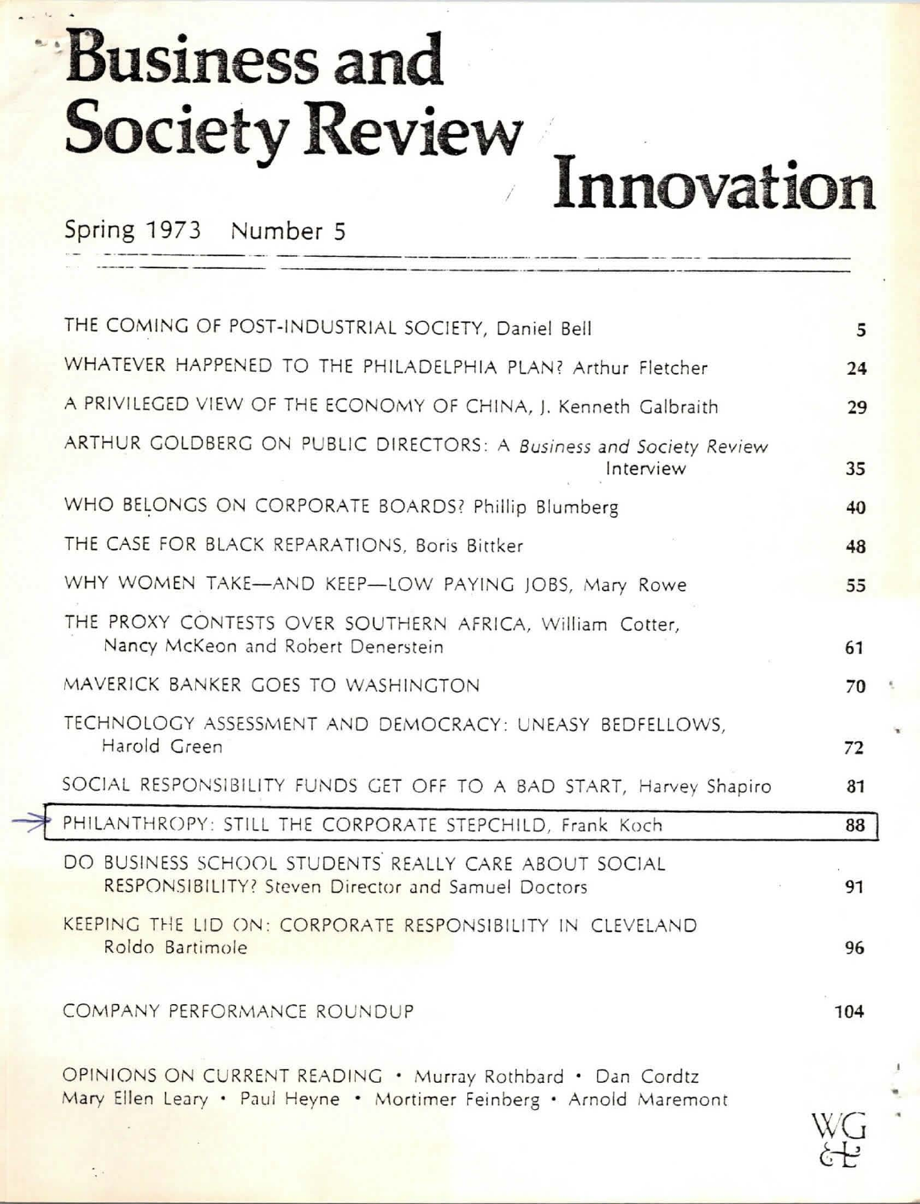# Business and Society Review

# Innovation

Spring 1973 Number 5

| | |
|---|---|
| THE COMING OF POST-INDUSTRIAL SOCIETY, Daniel Bell | 5 |
| WHATEVER HAPPENED TO THE PHILADELPHIA PLAN? Arthur Fletcher | 24 |
| A PRIVILEGED VIEW OF THE ECONOMY OF CHINA, J. Kenneth Galbraith | 29 |
| ARTHUR GOLDBERG ON PUBLIC DIRECTORS: A *Business and Society Review* Interview | 35 |
| WHO BELONGS ON CORPORATE BOARDS? Phillip Blumberg | 40 |
| THE CASE FOR BLACK REPARATIONS, Boris Bittker | 48 |
| WHY WOMEN TAKE—AND KEEP—LOW PAYING JOBS, Mary Rowe | 55 |
| THE PROXY CONTESTS OVER SOUTHERN AFRICA, William Cotter, Nancy McKeon and Robert Denerstein | 61 |
| MAVERICK BANKER GOES TO WASHINGTON | 70 |
| TECHNOLOGY ASSESSMENT AND DEMOCRACY: UNEASY BEDFELLOWS, Harold Green | 72 |
| SOCIAL RESPONSIBILITY FUNDS GET OFF TO A BAD START, Harvey Shapiro | 81 |
| PHILANTHROPY: STILL THE CORPORATE STEPCHILD, Frank Koch | 88 |
| DO BUSINESS SCHOOL STUDENTS REALLY CARE ABOUT SOCIAL RESPONSIBILITY? Steven Director and Samuel Doctors | 91 |
| KEEPING THE LID ON: CORPORATE RESPONSIBILITY IN CLEVELAND Roldo Bartimole | 96 |
| COMPANY PERFORMANCE ROUNDUP | 104 |

OPINIONS ON CURRENT READING • Murray Rothbard • Dan Cordtz
Mary Ellen Leary • Paul Heyne • Mortimer Feinberg • Arnold Maremont

WG&L